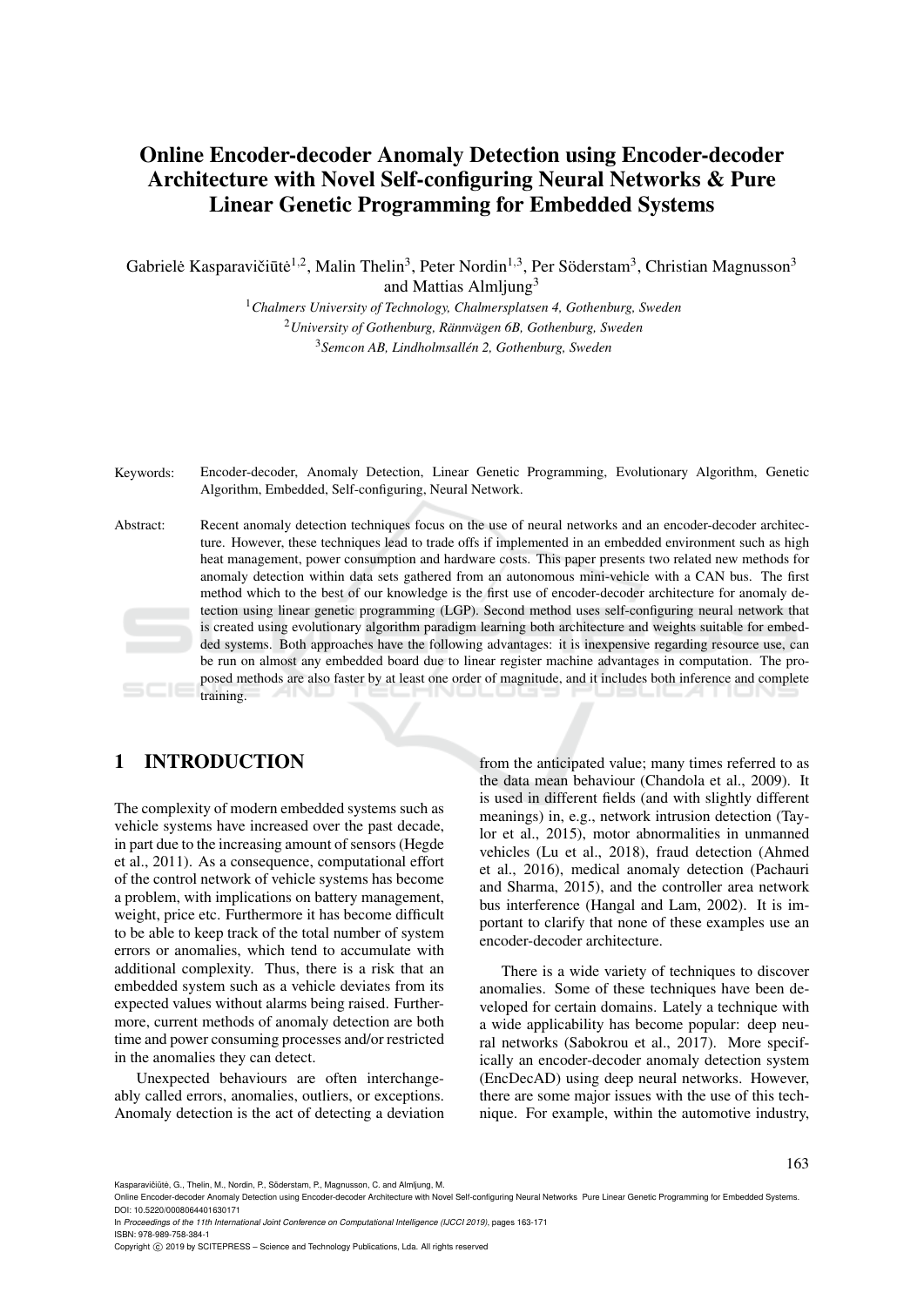# Online Encoder-decoder Anomaly Detection using Encoder-decoder Architecture with Novel Self-configuring Neural Networks & Pure Linear Genetic Programming for Embedded Systems

Gabrielė Kasparavičiūtė[1,2], Malin Thelin[3], Peter Nordin[1,3], Per Söderstam[3], Christian Magnusson[3] and Mattias Almljung[3]

[1] *Chalmers University of Technology, Chalmersplatsen 4, Gothenburg, Sweden*
[2] *University of Gothenburg, Rännvägen 6B, Gothenburg, Sweden*
[3] *Semcon AB, Lindholmsallén 2, Gothenburg, Sweden*

Keywords: Encoder-decoder, Anomaly Detection, Linear Genetic Programming, Evolutionary Algorithm, Genetic Algorithm, Embedded, Self-configuring, Neural Network.

Abstract: Recent anomaly detection techniques focus on the use of neural networks and an encoder-decoder architecture. However, these techniques lead to trade offs if implemented in an embedded environment such as high heat management, power consumption and hardware costs. This paper presents two related new methods for anomaly detection within data sets gathered from an autonomous mini-vehicle with a CAN bus. The first method which to the best of our knowledge is the first use of encoder-decoder architecture for anomaly detection using linear genetic programming (LGP). Second method uses self-configuring neural network that is created using evolutionary algorithm paradigm learning both architecture and weights suitable for embedded systems. Both approaches have the following advantages: it is inexpensive regarding resource use, can be run on almost any embedded board due to linear register machine advantages in computation. The proposed methods are also faster by at least one order of magnitude, and it includes both inference and complete training.

## 1 INTRODUCTION

The complexity of modern embedded systems such as vehicle systems have increased over the past decade, in part due to the increasing amount of sensors (Hegde et al., 2011). As a consequence, computational effort of the control network of vehicle systems has become a problem, with implications on battery management, weight, price etc. Furthermore it has become difficult to be able to keep track of the total number of system errors or anomalies, which tend to accumulate with additional complexity. Thus, there is a risk that an embedded system such as a vehicle deviates from its expected values without alarms being raised. Furthermore, current methods of anomaly detection are both time and power consuming processes and/or restricted in the anomalies they can detect.

Unexpected behaviours are often interchangeably called errors, anomalies, outliers, or exceptions. Anomaly detection is the act of detecting a deviation from the anticipated value; many times referred to as the data mean behaviour (Chandola et al., 2009). It is used in different fields (and with slightly different meanings) in, e.g., network intrusion detection (Taylor et al., 2015), motor abnormalities in unmanned vehicles (Lu et al., 2018), fraud detection (Ahmed et al., 2016), medical anomaly detection (Pachauri and Sharma, 2015), and the controller area network bus interference (Hangal and Lam, 2002). It is important to clarify that none of these examples use an encoder-decoder architecture.

There is a wide variety of techniques to discover anomalies. Some of these techniques have been developed for certain domains. Lately a technique with a wide applicability has become popular: deep neural networks (Sabokrou et al., 2017). More specifically an encoder-decoder anomaly detection system (EncDecAD) using deep neural networks. However, there are some major issues with the use of this technique. For example, within the automotive industry,

Kasparavičiūtė, G., Thelin, M., Nordin, P., Söderstam, P., Magnusson, C. and Almljung, M.
Online Encoder-decoder Anomaly Detection using Encoder-decoder Architecture with Novel Self-configuring Neural Networks Pure Linear Genetic Programming for Embedded Systems.
DOI: 10.5220/0008064401630171
In *Proceedings of the 11th International Joint Conference on Computational Intelligence (IJCCI 2019)*, pages 163-171
ISBN: 978-989-758-384-1
Copyright © 2019 by SCITEPRESS – Science and Technology Publications, Lda. All rights reserved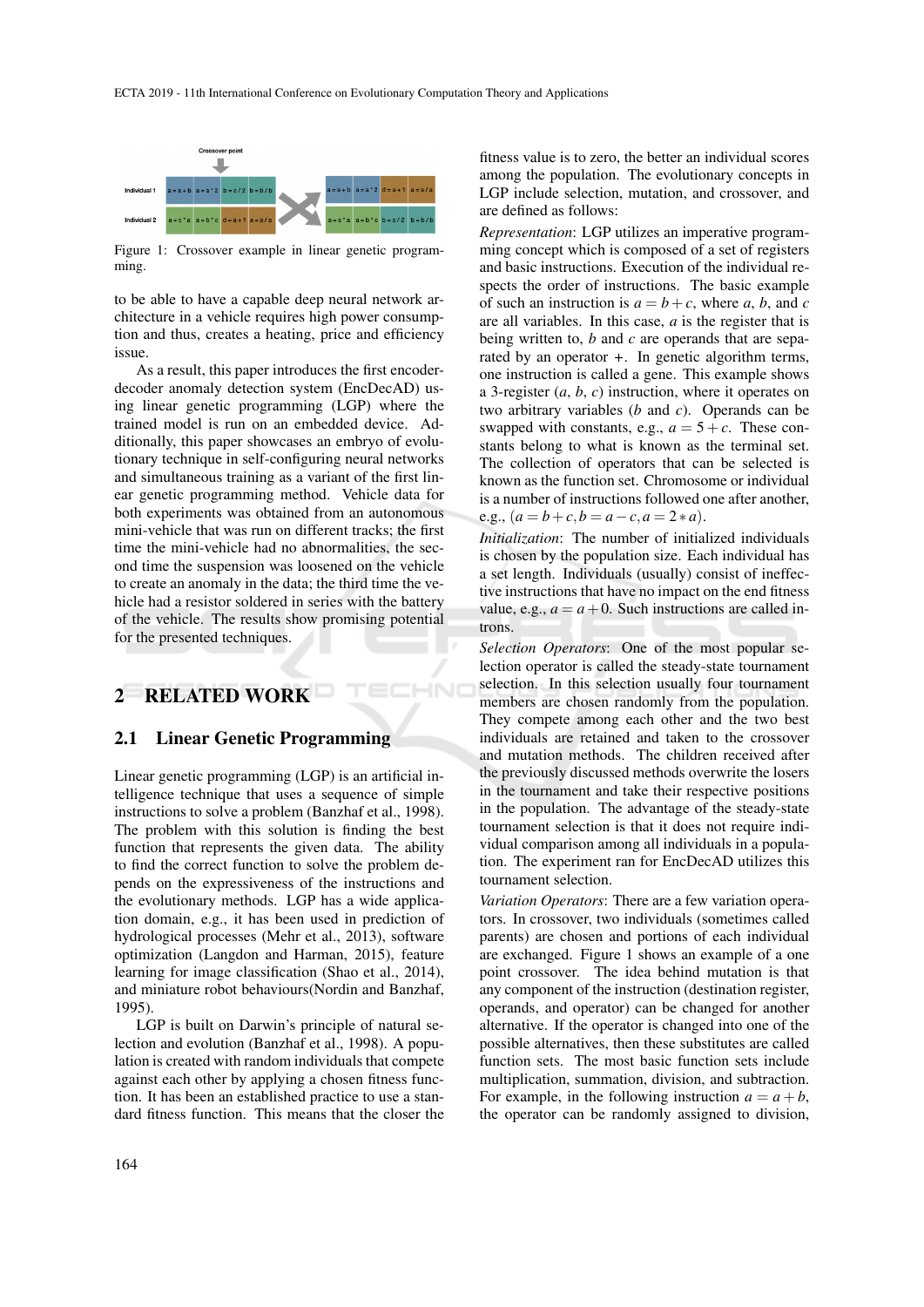Figure 1: Crossover example in linear genetic programming.

to be able to have a capable deep neural network architecture in a vehicle requires high power consumption and thus, creates a heating, price and efficiency issue.

As a result, this paper introduces the first encoder-decoder anomaly detection system (EncDecAD) using linear genetic programming (LGP) where the trained model is run on an embedded device. Additionally, this paper showcases an embryo of evolutionary technique in self-configuring neural networks and simultaneous training as a variant of the first linear genetic programming method. Vehicle data for both experiments was obtained from an autonomous mini-vehicle that was run on different tracks; the first time the mini-vehicle had no abnormalities, the second time the suspension was loosened on the vehicle to create an anomaly in the data; the third time the vehicle had a resistor soldered in series with the battery of the vehicle. The results show promising potential for the presented techniques.

## 2 RELATED WORK

### 2.1 Linear Genetic Programming

Linear genetic programming (LGP) is an artificial intelligence technique that uses a sequence of simple instructions to solve a problem (Banzhaf et al., 1998). The problem with this solution is finding the best function that represents the given data. The ability to find the correct function to solve the problem depends on the expressiveness of the instructions and the evolutionary methods. LGP has a wide application domain, e.g., it has been used in prediction of hydrological processes (Mehr et al., 2013), software optimization (Langdon and Harman, 2015), feature learning for image classification (Shao et al., 2014), and miniature robot behaviours(Nordin and Banzhaf, 1995).

LGP is built on Darwin's principle of natural selection and evolution (Banzhaf et al., 1998). A population is created with random individuals that compete against each other by applying a chosen fitness function. It has been an established practice to use a standard fitness function. This means that the closer the fitness value is to zero, the better an individual scores among the population. The evolutionary concepts in LGP include selection, mutation, and crossover, and are defined as follows:

*Representation*: LGP utilizes an imperative programming concept which is composed of a set of registers and basic instructions. Execution of the individual respects the order of instructions. The basic example of such an instruction is $a = b + c$, where $a$, $b$, and $c$ are all variables. In this case, $a$ is the register that is being written to, $b$ and $c$ are operands that are separated by an operator $+$. In genetic algorithm terms, one instruction is called a gene. This example shows a 3-register ($a$, $b$, $c$) instruction, where it operates on two arbitrary variables ($b$ and $c$). Operands can be swapped with constants, e.g., $a = 5 + c$. These constants belong to what is known as the terminal set. The collection of operators that can be selected is known as the function set. Chromosome or individual is a number of instructions followed one after another, e.g., $(a = b + c, b = a - c, a = 2 * a)$.

*Initialization*: The number of initialized individuals is chosen by the population size. Each individual has a set length. Individuals (usually) consist of ineffective instructions that have no impact on the end fitness value, e.g., $a = a + 0$. Such instructions are called introns.

*Selection Operators*: One of the most popular selection operator is called the steady-state tournament selection. In this selection usually four tournament members are chosen randomly from the population. They compete among each other and the two best individuals are retained and taken to the crossover and mutation methods. The children received after the previously discussed methods overwrite the losers in the tournament and take their respective positions in the population. The advantage of the steady-state tournament selection is that it does not require individual comparison among all individuals in a population. The experiment ran for EncDecAD utilizes this tournament selection.

*Variation Operators*: There are a few variation operators. In crossover, two individuals (sometimes called parents) are chosen and portions of each individual are exchanged. Figure 1 shows an example of a one point crossover. The idea behind mutation is that any component of the instruction (destination register, operands, and operator) can be changed for another alternative. If the operator is changed into one of the possible alternatives, then these substitutes are called function sets. The most basic function sets include multiplication, summation, division, and subtraction. For example, in the following instruction $a = a + b$, the operator can be randomly assigned to division,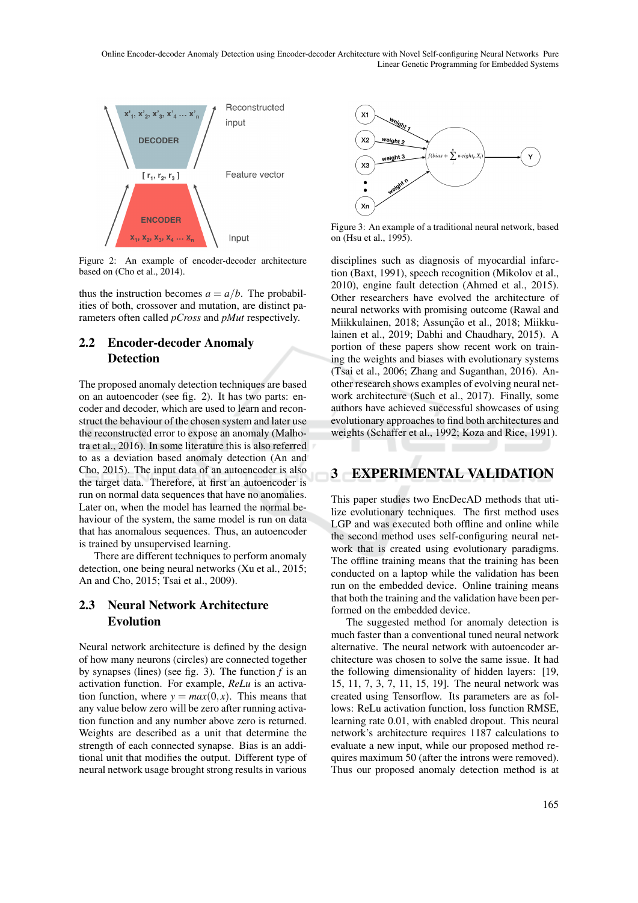Figure 2: An example of encoder-decoder architecture based on (Cho et al., 2014).

thus the instruction becomes $a = a/b$. The probabilities of both, crossover and mutation, are distinct parameters often called *pCross* and *pMut* respectively.

## 2.2 Encoder-decoder Anomaly Detection

The proposed anomaly detection techniques are based on an autoencoder (see fig. 2). It has two parts: encoder and decoder, which are used to learn and reconstruct the behaviour of the chosen system and later use the reconstructed error to expose an anomaly (Malhotra et al., 2016). In some literature this is also referred to as a deviation based anomaly detection (An and Cho, 2015). The input data of an autoencoder is also the target data. Therefore, at first an autoencoder is run on normal data sequences that have no anomalies. Later on, when the model has learned the normal behaviour of the system, the same model is run on data that has anomalous sequences. Thus, an autoencoder is trained by unsupervised learning.

There are different techniques to perform anomaly detection, one being neural networks (Xu et al., 2015; An and Cho, 2015; Tsai et al., 2009).

## 2.3 Neural Network Architecture Evolution

Neural network architecture is defined by the design of how many neurons (circles) are connected together by synapses (lines) (see fig. 3). The function $f$ is an activation function. For example, *ReLu* is an activation function, where $y = max(0, x)$. This means that any value below zero will be zero after running activation function and any number above zero is returned. Weights are described as a unit that determine the strength of each connected synapse. Bias is an additional unit that modifies the output. Different type of neural network usage brought strong results in various disciplines such as diagnosis of myocardial infarction (Baxt, 1991), speech recognition (Mikolov et al., 2010), engine fault detection (Ahmed et al., 2015). Other researchers have evolved the architecture of neural networks with promising outcome (Rawal and Miikkulainen, 2018; Assunção et al., 2018; Miikkulainen et al., 2019; Dabhi and Chaudhary, 2015). A portion of these papers show recent work on training the weights and biases with evolutionary systems (Tsai et al., 2006; Zhang and Suganthan, 2016). Another research shows examples of evolving neural network architecture (Such et al., 2017). Finally, some authors have achieved successful showcases of using evolutionary approaches to find both architectures and weights (Schaffer et al., 1992; Koza and Rice, 1991).

Figure 3: An example of a traditional neural network, based on (Hsu et al., 1995).

# 3 EXPERIMENTAL VALIDATION

This paper studies two EncDecAD methods that utilize evolutionary techniques. The first method uses LGP and was executed both offline and online while the second method uses self-configuring neural network that is created using evolutionary paradigms. The offline training means that the training has been conducted on a laptop while the validation has been run on the embedded device. Online training means that both the training and the validation have been performed on the embedded device.

The suggested method for anomaly detection is much faster than a conventional tuned neural network alternative. The neural network with autoencoder architecture was chosen to solve the same issue. It had the following dimensionality of hidden layers: [19, 15, 11, 7, 3, 7, 11, 15, 19]. The neural network was created using Tensorflow. Its parameters are as follows: ReLu activation function, loss function RMSE, learning rate 0.01, with enabled dropout. This neural network's architecture requires 1187 calculations to evaluate a new input, while our proposed method requires maximum 50 (after the introns were removed). Thus our proposed anomaly detection method is at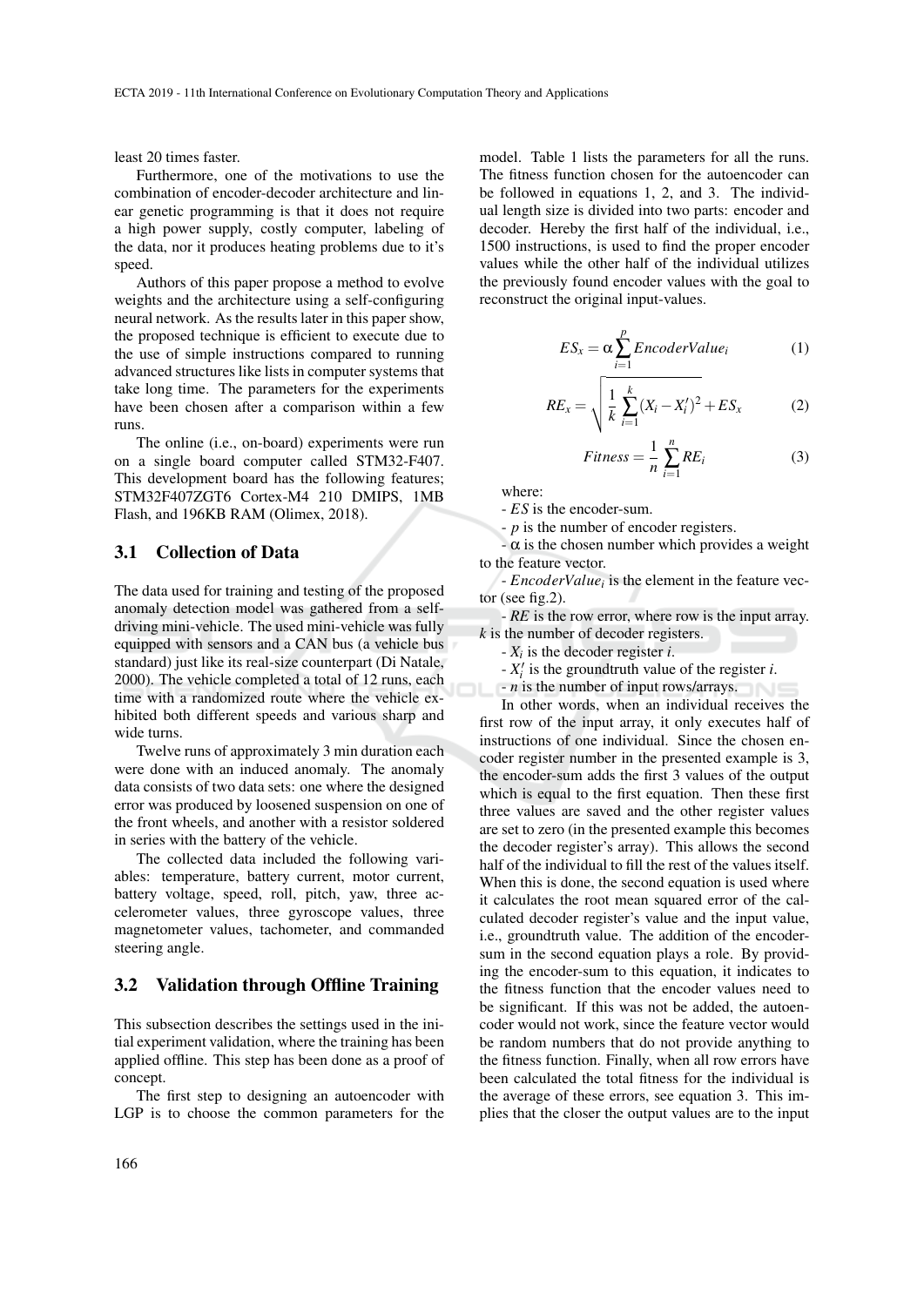least 20 times faster.

Furthermore, one of the motivations to use the combination of encoder-decoder architecture and linear genetic programming is that it does not require a high power supply, costly computer, labeling of the data, nor it produces heating problems due to it's speed.

Authors of this paper propose a method to evolve weights and the architecture using a self-configuring neural network. As the results later in this paper show, the proposed technique is efficient to execute due to the use of simple instructions compared to running advanced structures like lists in computer systems that take long time. The parameters for the experiments have been chosen after a comparison within a few runs.

The online (i.e., on-board) experiments were run on a single board computer called STM32-F407. This development board has the following features; STM32F407ZGT6 Cortex-M4 210 DMIPS, 1MB Flash, and 196KB RAM (Olimex, 2018).

## 3.1 Collection of Data

The data used for training and testing of the proposed anomaly detection model was gathered from a self-driving mini-vehicle. The used mini-vehicle was fully equipped with sensors and a CAN bus (a vehicle bus standard) just like its real-size counterpart (Di Natale, 2000). The vehicle completed a total of 12 runs, each time with a randomized route where the vehicle exhibited both different speeds and various sharp and wide turns.

Twelve runs of approximately 3 min duration each were done with an induced anomaly. The anomaly data consists of two data sets: one where the designed error was produced by loosened suspension on one of the front wheels, and another with a resistor soldered in series with the battery of the vehicle.

The collected data included the following variables: temperature, battery current, motor current, battery voltage, speed, roll, pitch, yaw, three accelerometer values, three gyroscope values, three magnetometer values, tachometer, and commanded steering angle.

## 3.2 Validation through Offline Training

This subsection describes the settings used in the initial experiment validation, where the training has been applied offline. This step has been done as a proof of concept.

The first step to designing an autoencoder with LGP is to choose the common parameters for the model. Table 1 lists the parameters for all the runs. The fitness function chosen for the autoencoder can be followed in equations 1, 2, and 3. The individual length size is divided into two parts: encoder and decoder. Hereby the first half of the individual, i.e., 1500 instructions, is used to find the proper encoder values while the other half of the individual utilizes the previously found encoder values with the goal to reconstruct the original input-values.

$$ES_x = \alpha \sum_{i=1}^{p} EncoderValue_i \tag{1}$$

$$RE_x = \sqrt{\frac{1}{k}\sum_{i=1}^{k}(X_i - X_i')^2} + ES_x \tag{2}$$

$$Fitness = \frac{1}{n}\sum_{i=1}^{n} RE_i \tag{3}$$

where:

- $ES$ is the encoder-sum.
- $p$ is the number of encoder registers.
- $\alpha$ is the chosen number which provides a weight to the feature vector.
- $EncoderValue_i$ is the element in the feature vector (see fig.2).
- $RE$ is the row error, where row is the input array.

$k$ is the number of decoder registers.

- $X_i$ is the decoder register $i$.
- $X_i'$ is the groundtruth value of the register $i$.
- $n$ is the number of input rows/arrays.

In other words, when an individual receives the first row of the input array, it only executes half of instructions of one individual. Since the chosen encoder register number in the presented example is 3, the encoder-sum adds the first 3 values of the output which is equal to the first equation. Then these first three values are saved and the other register values are set to zero (in the presented example this becomes the decoder register's array). This allows the second half of the individual to fill the rest of the values itself. When this is done, the second equation is used where it calculates the root mean squared error of the calculated decoder register's value and the input value, i.e., groundtruth value. The addition of the encoder-sum in the second equation plays a role. By providing the encoder-sum to this equation, it indicates to the fitness function that the encoder values need to be significant. If this was not be added, the autoencoder would not work, since the feature vector would be random numbers that do not provide anything to the fitness function. Finally, when all row errors have been calculated the total fitness for the individual is the average of these errors, see equation 3. This implies that the closer the output values are to the input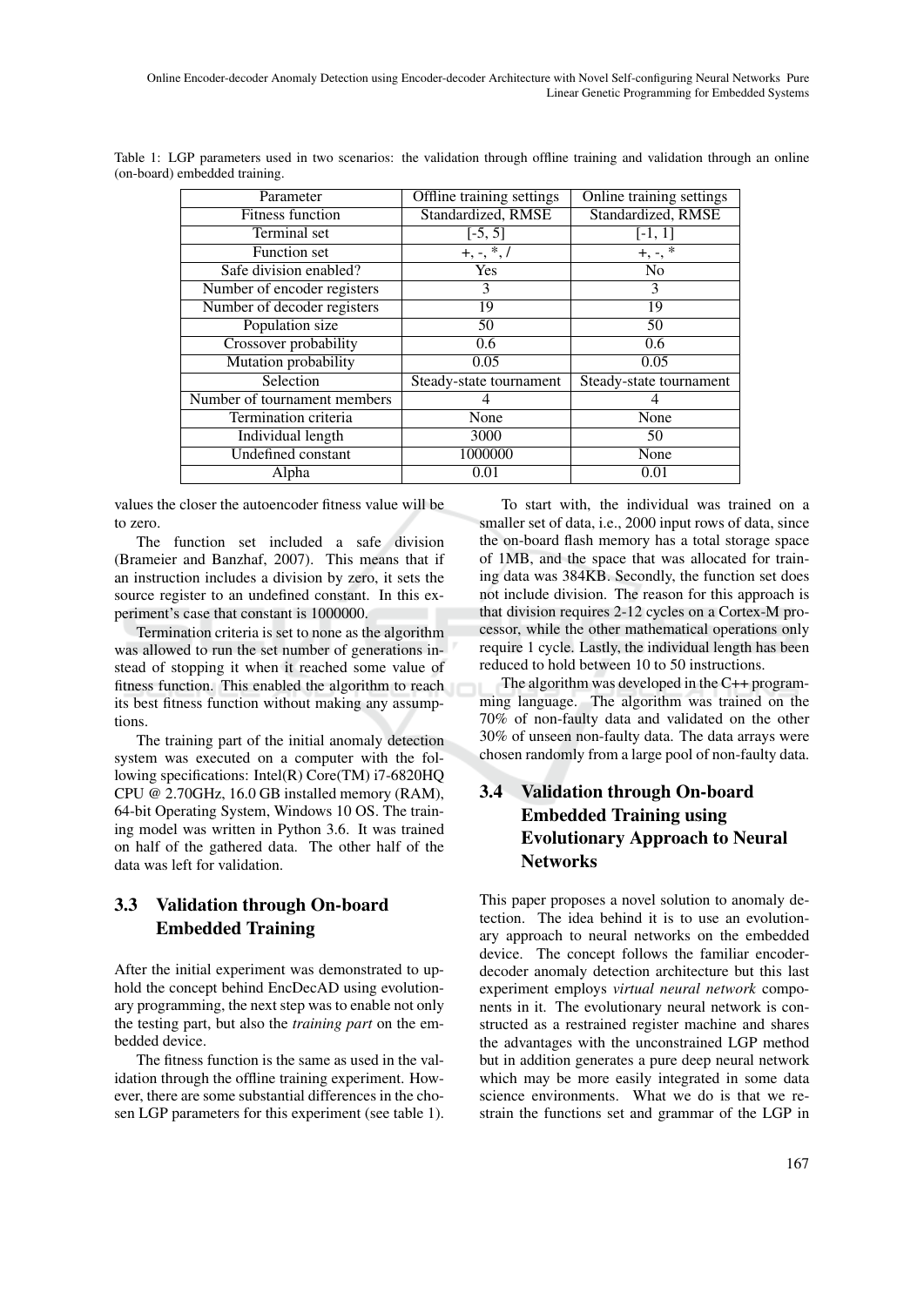Table 1: LGP parameters used in two scenarios: the validation through offline training and validation through an online (on-board) embedded training.

| Parameter | Offline training settings | Online training settings |
|---|---|---|
| Fitness function | Standardized, RMSE | Standardized, RMSE |
| Terminal set | [-5, 5] | [-1, 1] |
| Function set | +, -, *, / | +, -, * |
| Safe division enabled? | Yes | No |
| Number of encoder registers | 3 | 3 |
| Number of decoder registers | 19 | 19 |
| Population size | 50 | 50 |
| Crossover probability | 0.6 | 0.6 |
| Mutation probability | 0.05 | 0.05 |
| Selection | Steady-state tournament | Steady-state tournament |
| Number of tournament members | 4 | 4 |
| Termination criteria | None | None |
| Individual length | 3000 | 50 |
| Undefined constant | 1000000 | None |
| Alpha | 0.01 | 0.01 |

values the closer the autoencoder fitness value will be to zero.

The function set included a safe division (Brameier and Banzhaf, 2007). This means that if an instruction includes a division by zero, it sets the source register to an undefined constant. In this experiment's case that constant is 1000000.

Termination criteria is set to none as the algorithm was allowed to run the set number of generations instead of stopping it when it reached some value of fitness function. This enabled the algorithm to reach its best fitness function without making any assumptions.

The training part of the initial anomaly detection system was executed on a computer with the following specifications: Intel(R) Core(TM) i7-6820HQ CPU @ 2.70GHz, 16.0 GB installed memory (RAM), 64-bit Operating System, Windows 10 OS. The training model was written in Python 3.6. It was trained on half of the gathered data. The other half of the data was left for validation.

## 3.3 Validation through On-board Embedded Training

After the initial experiment was demonstrated to uphold the concept behind EncDecAD using evolutionary programming, the next step was to enable not only the testing part, but also the *training part* on the embedded device.

The fitness function is the same as used in the validation through the offline training experiment. However, there are some substantial differences in the chosen LGP parameters for this experiment (see table 1).

To start with, the individual was trained on a smaller set of data, i.e., 2000 input rows of data, since the on-board flash memory has a total storage space of 1MB, and the space that was allocated for training data was 384KB. Secondly, the function set does not include division. The reason for this approach is that division requires 2-12 cycles on a Cortex-M processor, while the other mathematical operations only require 1 cycle. Lastly, the individual length has been reduced to hold between 10 to 50 instructions.

The algorithm was developed in the C++ programming language. The algorithm was trained on the 70% of non-faulty data and validated on the other 30% of unseen non-faulty data. The data arrays were chosen randomly from a large pool of non-faulty data.

## 3.4 Validation through On-board Embedded Training using Evolutionary Approach to Neural Networks

This paper proposes a novel solution to anomaly detection. The idea behind it is to use an evolutionary approach to neural networks on the embedded device. The concept follows the familiar encoder-decoder anomaly detection architecture but this last experiment employs *virtual neural network* components in it. The evolutionary neural network is constructed as a restrained register machine and shares the advantages with the unconstrained LGP method but in addition generates a pure deep neural network which may be more easily integrated in some data science environments. What we do is that we restrain the functions set and grammar of the LGP in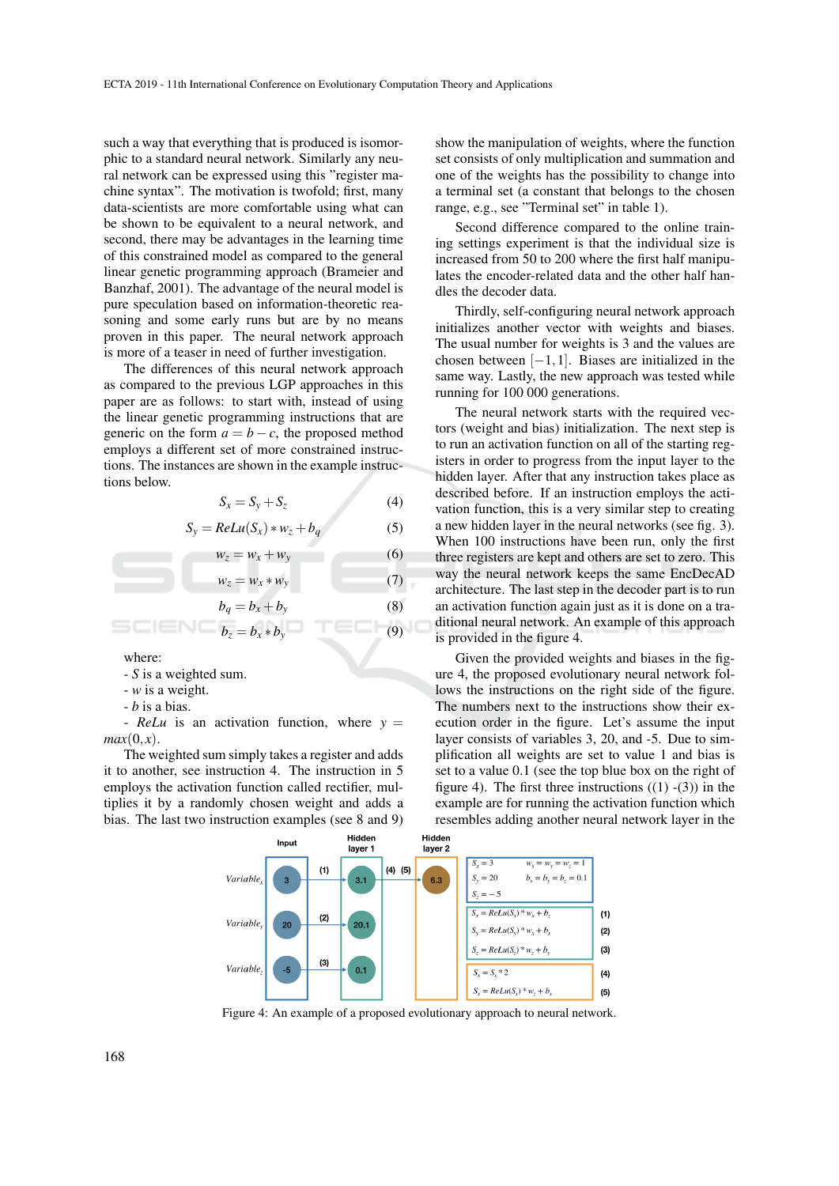such a way that everything that is produced is isomorphic to a standard neural network. Similarly any neural network can be expressed using this "register machine syntax". The motivation is twofold; first, many data-scientists are more comfortable using what can be shown to be equivalent to a neural network, and second, there may be advantages in the learning time of this constrained model as compared to the general linear genetic programming approach (Brameier and Banzhaf, 2001). The advantage of the neural model is pure speculation based on information-theoretic reasoning and some early runs but are by no means proven in this paper. The neural network approach is more of a teaser in need of further investigation.

The differences of this neural network approach as compared to the previous LGP approaches in this paper are as follows: to start with, instead of using the linear genetic programming instructions that are generic on the form $a = b - c$, the proposed method employs a different set of more constrained instructions. The instances are shown in the example instructions below.

$$S_x = S_y + S_z \tag{4}$$

$$S_y = ReLu(S_x) * w_z + b_q \tag{5}$$

$$w_z = w_x + w_y \tag{6}$$

$$w_z = w_x * w_y \tag{7}$$

$$b_q = b_x + b_y \tag{8}$$

$$b_z = b_x * b_y \tag{9}$$

where:
- $S$ is a weighted sum.
- $w$ is a weight.
- $b$ is a bias.
- $ReLu$ is an activation function, where $y = max(0, x)$.

The weighted sum simply takes a register and adds it to another, see instruction 4. The instruction in 5 employs the activation function called rectifier, multiplies it by a randomly chosen weight and adds a bias. The last two instruction examples (see 8 and 9) show the manipulation of weights, where the function set consists of only multiplication and summation and one of the weights has the possibility to change into a terminal set (a constant that belongs to the chosen range, e.g., see "Terminal set" in table 1).

Second difference compared to the online training settings experiment is that the individual size is increased from 50 to 200 where the first half manipulates the encoder-related data and the other half handles the decoder data.

Thirdly, self-configuring neural network approach initializes another vector with weights and biases. The usual number for weights is 3 and the values are chosen between $[-1, 1]$. Biases are initialized in the same way. Lastly, the new approach was tested while running for 100 000 generations.

The neural network starts with the required vectors (weight and bias) initialization. The next step is to run an activation function on all of the starting registers in order to progress from the input layer to the hidden layer. After that any instruction takes place as described before. If an instruction employs the activation function, this is a very similar step to creating a new hidden layer in the neural networks (see fig. 3). When 100 instructions have been run, only the first three registers are kept and others are set to zero. This way the neural network keeps the same EncDecAD architecture. The last step in the decoder part is to run an activation function again just as it is done on a traditional neural network. An example of this approach is provided in the figure 4.

Given the provided weights and biases in the figure 4, the proposed evolutionary neural network follows the instructions on the right side of the figure. The numbers next to the instructions show their execution order in the figure. Let's assume the input layer consists of variables 3, 20, and -5. Due to simplification all weights are set to value 1 and bias is set to a value 0.1 (see the top blue box on the right of figure 4). The first three instructions ((1) -(3)) in the example are for running the activation function which resembles adding another neural network layer in the

Figure 4: An example of a proposed evolutionary approach to neural network.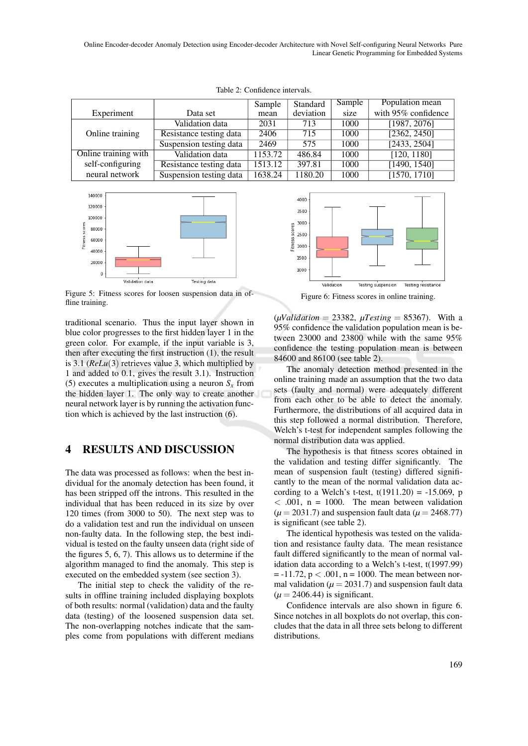Table 2: Confidence intervals.

| Experiment | Data set | Sample mean | Standard deviation | Sample size | Population mean with 95% confidence |
|---|---|---|---|---|---|
| Online training | Validation data | 2031 | 713 | 1000 | [1987, 2076] |
| | Resistance testing data | 2406 | 715 | 1000 | [2362, 2450] |
| | Suspension testing data | 2469 | 575 | 1000 | [2433, 2504] |
| Online training with self-configuring neural network | Validation data | 1153.72 | 486.84 | 1000 | [120, 1180] |
| | Resistance testing data | 1513.12 | 397.81 | 1000 | [1490, 1540] |
| | Suspension testing data | 1638.24 | 1180.20 | 1000 | [1570, 1710] |

Figure 5: Fitness scores for loosen suspension data in offline training.

Figure 6: Fitness scores in online training.

traditional scenario. Thus the input layer shown in blue color progresses to the first hidden layer 1 in the green color. For example, if the input variable is 3, then after executing the first instruction (1), the result is 3.1 ($ReLu(3)$ retrieves value 3, which multiplied by 1 and added to 0.1, gives the result 3.1). Instruction (5) executes a multiplication using a neuron $S_x$ from the hidden layer 1. The only way to create another neural network layer is by running the activation function which is achieved by the last instruction (6).

## 4 RESULTS AND DISCUSSION

The data was processed as follows: when the best individual for the anomaly detection has been found, it has been stripped off the introns. This resulted in the individual that has been reduced in its size by over 120 times (from 3000 to 50). The next step was to do a validation test and run the individual on unseen non-faulty data. In the following step, the best individual is tested on the faulty unseen data (right side of the figures 5, 6, 7). This allows us to determine if the algorithm managed to find the anomaly. This step is executed on the embedded system (see section 3).

The initial step to check the validity of the results in offline training included displaying boxplots of both results: normal (validation) data and the faulty data (testing) of the loosened suspension data set. The non-overlapping notches indicate that the samples come from populations with different medians ($\mu Validation = 23382$, $\mu Testing = 85367$). With a 95% confidence the validation population mean is between 23000 and 23800 while with the same 95% confidence the testing population mean is between 84600 and 86100 (see table 2).

The anomaly detection method presented in the online training made an assumption that the two data sets (faulty and normal) were adequately different from each other to be able to detect the anomaly. Furthermore, the distributions of all acquired data in this step followed a normal distribution. Therefore, Welch's t-test for independent samples following the normal distribution data was applied.

The hypothesis is that fitness scores obtained in the validation and testing differ significantly. The mean of suspension fault (testing) differed significantly to the mean of the normal validation data according to a Welch's t-test, $t(1911.20) = -15.069$, $p < .001$, n = 1000. The mean between validation ($\mu = 2031.7$) and suspension fault data ($\mu = 2468.77$) is significant (see table 2).

The identical hypothesis was tested on the validation and resistance faulty data. The mean resistance fault differed significantly to the mean of normal validation data according to a Welch's t-test, $t(1997.99) = -11.72$, $p < .001$, n = 1000. The mean between normal validation ($\mu = 2031.7$) and suspension fault data ($\mu = 2406.44$) is significant.

Confidence intervals are also shown in figure 6. Since notches in all boxplots do not overlap, this concludes that the data in all three sets belong to different distributions.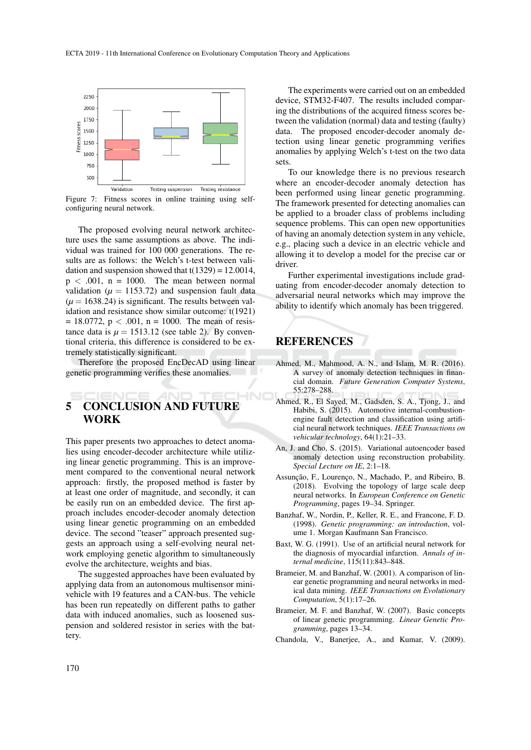Figure 7: Fitness scores in online training using self-configuring neural network.

The proposed evolving neural network architecture uses the same assumptions as above. The individual was trained for 100 000 generations. The results are as follows: the Welch's t-test between validation and suspension showed that t(1329) = 12.0014, $p < .001$, n = 1000. The mean between normal validation ($\mu = 1153.72$) and suspension fault data ($\mu = 1638.24$) is significant. The results between validation and resistance show similar outcome: t(1921) = 18.0772, $p < .001$, n = 1000. The mean of resistance data is $\mu = 1513.12$ (see table 2). By conventional criteria, this difference is considered to be extremely statistically significant.

Therefore the proposed EncDecAD using linear genetic programming verifies these anomalies.

## 5 CONCLUSION AND FUTURE WORK

This paper presents two approaches to detect anomalies using encoder-decoder architecture while utilizing linear genetic programming. This is an improvement compared to the conventional neural network approach: firstly, the proposed method is faster by at least one order of magnitude, and secondly, it can be easily run on an embedded device. The first approach includes encoder-decoder anomaly detection using linear genetic programming on an embedded device. The second "teaser" approach presented suggests an approach using a self-evolving neural network employing genetic algorithm to simultaneously evolve the architecture, weights and bias.

The suggested approaches have been evaluated by applying data from an autonomous multisensor mini-vehicle with 19 features and a CAN-bus. The vehicle has been run repeatedly on different paths to gather data with induced anomalies, such as loosened suspension and soldered resistor in series with the battery.

The experiments were carried out on an embedded device, STM32-F407. The results included comparing the distributions of the acquired fitness scores between the validation (normal) data and testing (faulty) data. The proposed encoder-decoder anomaly detection using linear genetic programming verifies anomalies by applying Welch's t-test on the two data sets.

To our knowledge there is no previous research where an encoder-decoder anomaly detection has been performed using linear genetic programming. The framework presented for detecting anomalies can be applied to a broader class of problems including sequence problems. This can open new opportunities of having an anomaly detection system in any vehicle, e.g., placing such a device in an electric vehicle and allowing it to develop a model for the precise car or driver.

Further experimental investigations include graduating from encoder-decoder anomaly detection to adversarial neural networks which may improve the ability to identify which anomaly has been triggered.

## REFERENCES

Ahmed, M., Mahmood, A. N., and Islam, M. R. (2016). A survey of anomaly detection techniques in financial domain. *Future Generation Computer Systems*, 55:278–288.

Ahmed, R., El Sayed, M., Gadsden, S. A., Tjong, J., and Habibi, S. (2015). Automotive internal-combustion-engine fault detection and classification using artificial neural network techniques. *IEEE Transactions on vehicular technology*, 64(1):21–33.

An, J. and Cho, S. (2015). Variational autoencoder based anomaly detection using reconstruction probability. *Special Lecture on IE*, 2:1–18.

Assunção, F., Lourenço, N., Machado, P., and Ribeiro, B. (2018). Evolving the topology of large scale deep neural networks. In *European Conference on Genetic Programming*, pages 19–34. Springer.

Banzhaf, W., Nordin, P., Keller, R. E., and Francone, F. D. (1998). *Genetic programming: an introduction*, volume 1. Morgan Kaufmann San Francisco.

Baxt, W. G. (1991). Use of an artificial neural network for the diagnosis of myocardial infarction. *Annals of internal medicine*, 115(11):843–848.

Brameier, M. and Banzhaf, W. (2001). A comparison of linear genetic programming and neural networks in medical data mining. *IEEE Transactions on Evolutionary Computation*, 5(1):17–26.

Brameier, M. F. and Banzhaf, W. (2007). Basic concepts of linear genetic programming. *Linear Genetic Programming*, pages 13–34.

Chandola, V., Banerjee, A., and Kumar, V. (2009).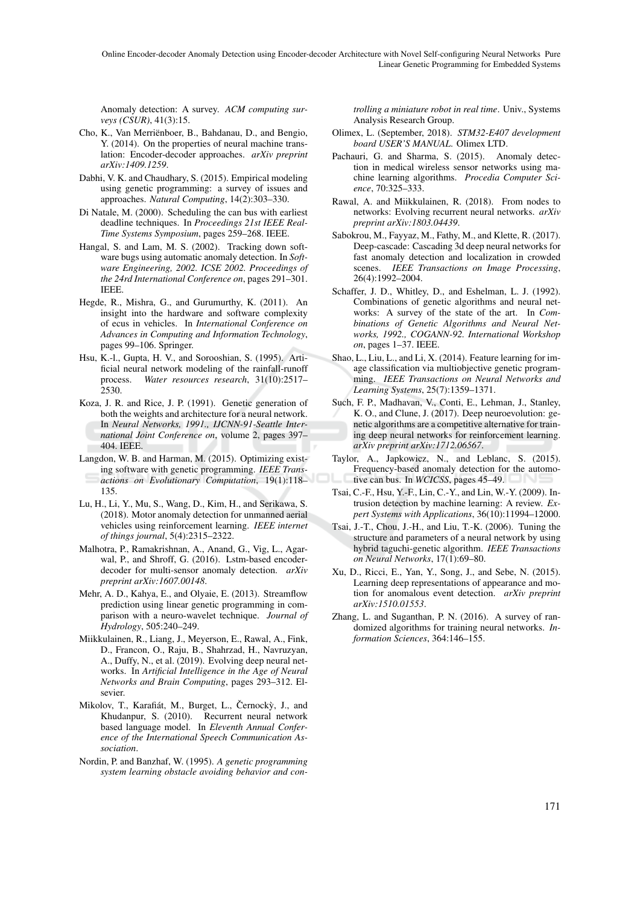Anomaly detection: A survey. *ACM computing surveys (CSUR)*, 41(3):15.

Cho, K., Van Merriënboer, B., Bahdanau, D., and Bengio, Y. (2014). On the properties of neural machine translation: Encoder-decoder approaches. *arXiv preprint arXiv:1409.1259*.

Dabhi, V. K. and Chaudhary, S. (2015). Empirical modeling using genetic programming: a survey of issues and approaches. *Natural Computing*, 14(2):303–330.

Di Natale, M. (2000). Scheduling the can bus with earliest deadline techniques. In *Proceedings 21st IEEE Real-Time Systems Symposium*, pages 259–268. IEEE.

Hangal, S. and Lam, M. S. (2002). Tracking down software bugs using automatic anomaly detection. In *Software Engineering, 2002. ICSE 2002. Proceedings of the 24rd International Conference on*, pages 291–301. IEEE.

Hegde, R., Mishra, G., and Gurumurthy, K. (2011). An insight into the hardware and software complexity of ecus in vehicles. In *International Conference on Advances in Computing and Information Technology*, pages 99–106. Springer.

Hsu, K.-l., Gupta, H. V., and Sorooshian, S. (1995). Artificial neural network modeling of the rainfall-runoff process. *Water resources research*, 31(10):2517–2530.

Koza, J. R. and Rice, J. P. (1991). Genetic generation of both the weights and architecture for a neural network. In *Neural Networks, 1991., IJCNN-91-Seattle International Joint Conference on*, volume 2, pages 397–404. IEEE.

Langdon, W. B. and Harman, M. (2015). Optimizing existing software with genetic programming. *IEEE Transactions on Evolutionary Computation*, 19(1):118–135.

Lu, H., Li, Y., Mu, S., Wang, D., Kim, H., and Serikawa, S. (2018). Motor anomaly detection for unmanned aerial vehicles using reinforcement learning. *IEEE internet of things journal*, 5(4):2315–2322.

Malhotra, P., Ramakrishnan, A., Anand, G., Vig, L., Agarwal, P., and Shroff, G. (2016). Lstm-based encoder-decoder for multi-sensor anomaly detection. *arXiv preprint arXiv:1607.00148*.

Mehr, A. D., Kahya, E., and Olyaie, E. (2013). Streamflow prediction using linear genetic programming in comparison with a neuro-wavelet technique. *Journal of Hydrology*, 505:240–249.

Miikkulainen, R., Liang, J., Meyerson, E., Rawal, A., Fink, D., Francon, O., Raju, B., Shahrzad, H., Navruzyan, A., Duffy, N., et al. (2019). Evolving deep neural networks. In *Artificial Intelligence in the Age of Neural Networks and Brain Computing*, pages 293–312. Elsevier.

Mikolov, T., Karafiát, M., Burget, L., Černockỳ, J., and Khudanpur, S. (2010). Recurrent neural network based language model. In *Eleventh Annual Conference of the International Speech Communication Association*.

Nordin, P. and Banzhaf, W. (1995). *A genetic programming system learning obstacle avoiding behavior and controlling a miniature robot in real time*. Univ., Systems Analysis Research Group.

Olimex, L. (September, 2018). *STM32-E407 development board USER'S MANUAL*. Olimex LTD.

Pachauri, G. and Sharma, S. (2015). Anomaly detection in medical wireless sensor networks using machine learning algorithms. *Procedia Computer Science*, 70:325–333.

Rawal, A. and Miikkulainen, R. (2018). From nodes to networks: Evolving recurrent neural networks. *arXiv preprint arXiv:1803.04439*.

Sabokrou, M., Fayyaz, M., Fathy, M., and Klette, R. (2017). Deep-cascade: Cascading 3d deep neural networks for fast anomaly detection and localization in crowded scenes. *IEEE Transactions on Image Processing*, 26(4):1992–2004.

Schaffer, J. D., Whitley, D., and Eshelman, L. J. (1992). Combinations of genetic algorithms and neural networks: A survey of the state of the art. In *Combinations of Genetic Algorithms and Neural Networks, 1992., COGANN-92. International Workshop on*, pages 1–37. IEEE.

Shao, L., Liu, L., and Li, X. (2014). Feature learning for image classification via multiobjective genetic programming. *IEEE Transactions on Neural Networks and Learning Systems*, 25(7):1359–1371.

Such, F. P., Madhavan, V., Conti, E., Lehman, J., Stanley, K. O., and Clune, J. (2017). Deep neuroevolution: genetic algorithms are a competitive alternative for training deep neural networks for reinforcement learning. *arXiv preprint arXiv:1712.06567*.

Taylor, A., Japkowicz, N., and Leblanc, S. (2015). Frequency-based anomaly detection for the automotive can bus. In *WCICSS*, pages 45–49.

Tsai, C.-F., Hsu, Y.-F., Lin, C.-Y., and Lin, W.-Y. (2009). Intrusion detection by machine learning: A review. *Expert Systems with Applications*, 36(10):11994–12000.

Tsai, J.-T., Chou, J.-H., and Liu, T.-K. (2006). Tuning the structure and parameters of a neural network by using hybrid taguchi-genetic algorithm. *IEEE Transactions on Neural Networks*, 17(1):69–80.

Xu, D., Ricci, E., Yan, Y., Song, J., and Sebe, N. (2015). Learning deep representations of appearance and motion for anomalous event detection. *arXiv preprint arXiv:1510.01553*.

Zhang, L. and Suganthan, P. N. (2016). A survey of randomized algorithms for training neural networks. *Information Sciences*, 364:146–155.